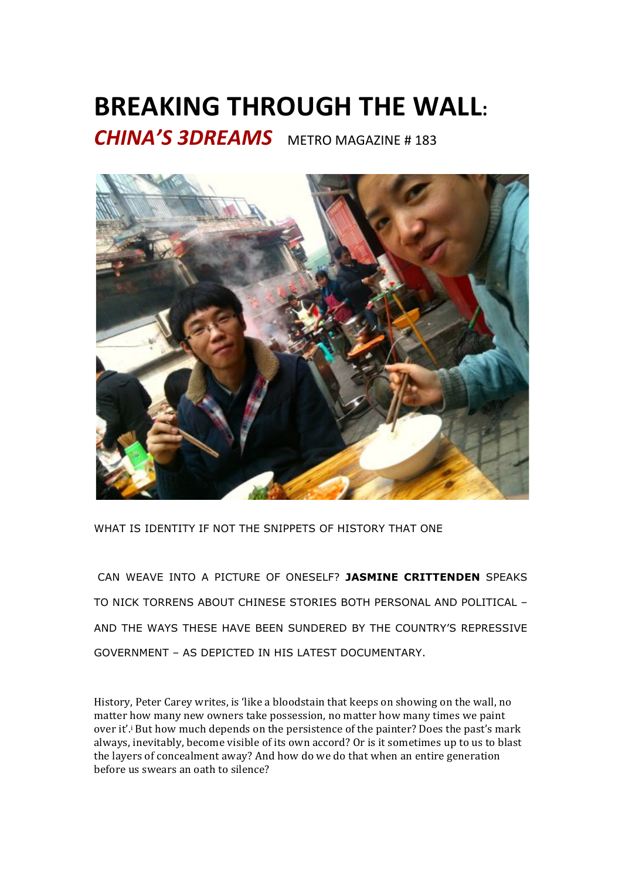# BREAKING THROUGH THE WALL:

## *CHINA'S 3DREAMS* METRO MAGAZINE # 183

WHAT IS IDENTITY IF NOT THE SNIPPETS OF HISTORY THAT ONE CAN WEAVE INTO A PICTURE OF ONESELF? **JASMINE CRITTENDEN** SPEAKS TO NICK TORRENS ABOUT CHINESE STORIES BOTH PERSONAL AND POLITICAL – AND THE WAYS THESE HAVE BEEN SUNDERED BY THE COUNTRY'S REPRESSIVE GOVERNMENT – AS DEPICTED IN HIS LATEST DOCUMENTARY.

History, Peter Carey writes, is 'like a bloodstain that keeps on showing on the wall, no matter how many new owners take possession, no matter how many times we paint over it'.[i] But how much depends on the persistence of the painter? Does the past's mark always, inevitably, become visible of its own accord? Or is it sometimes up to us to blast the layers of concealment away? And how do we do that when an entire generation before us swears an oath to silence?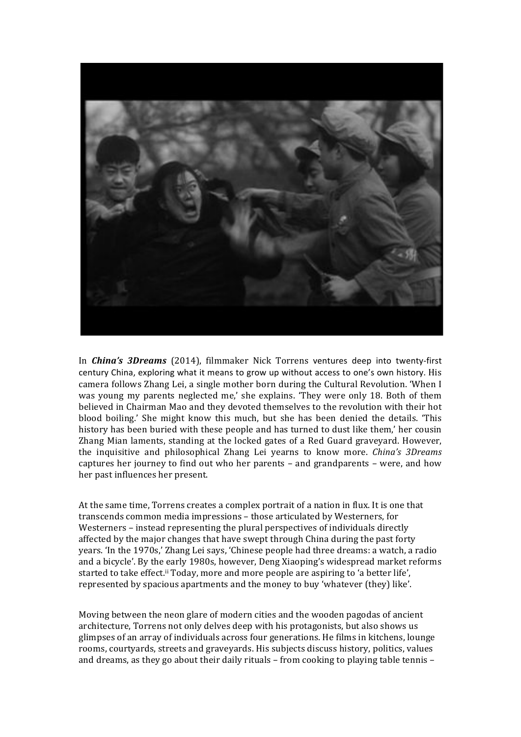In ***China's 3Dreams*** (2014), filmmaker Nick Torrens ventures deep into twenty-first century China, exploring what it means to grow up without access to one's own history. His camera follows Zhang Lei, a single mother born during the Cultural Revolution. 'When I was young my parents neglected me,' she explains. 'They were only 18. Both of them believed in Chairman Mao and they devoted themselves to the revolution with their hot blood boiling.' She might know this much, but she has been denied the details. 'This history has been buried with these people and has turned to dust like them,' her cousin Zhang Mian laments, standing at the locked gates of a Red Guard graveyard. However, the inquisitive and philosophical Zhang Lei yearns to know more. *China's 3Dreams* captures her journey to find out who her parents – and grandparents – were, and how her past influences her present.

At the same time, Torrens creates a complex portrait of a nation in flux. It is one that transcends common media impressions – those articulated by Westerners, for Westerners – instead representing the plural perspectives of individuals directly affected by the major changes that have swept through China during the past forty years. 'In the 1970s,' Zhang Lei says, 'Chinese people had three dreams: a watch, a radio and a bicycle'. By the early 1980s, however, Deng Xiaoping's widespread market reforms started to take effect.[ii] Today, more and more people are aspiring to 'a better life', represented by spacious apartments and the money to buy 'whatever (they) like'.

Moving between the neon glare of modern cities and the wooden pagodas of ancient architecture, Torrens not only delves deep with his protagonists, but also shows us glimpses of an array of individuals across four generations. He films in kitchens, lounge rooms, courtyards, streets and graveyards. His subjects discuss history, politics, values and dreams, as they go about their daily rituals – from cooking to playing table tennis –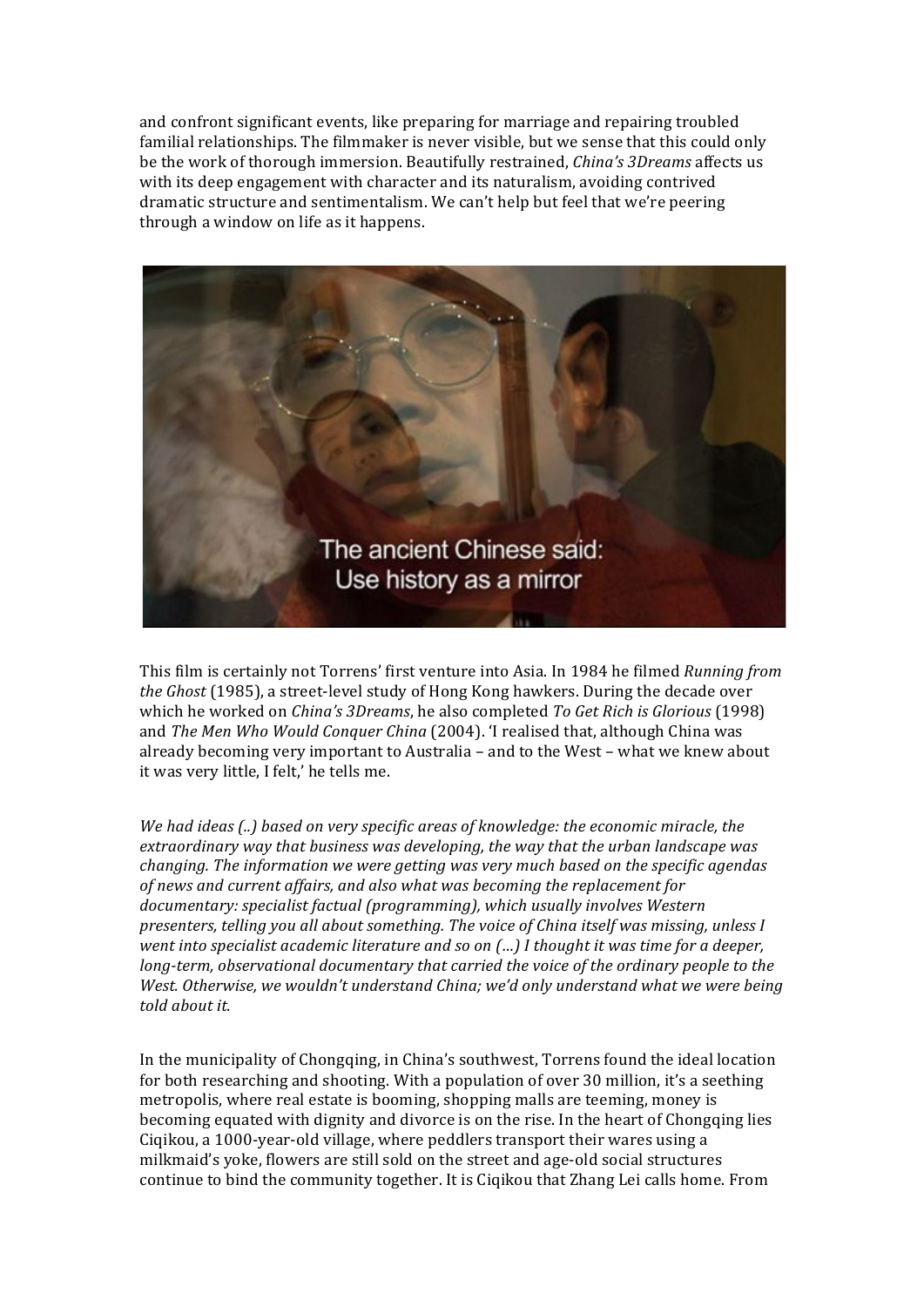and confront significant events, like preparing for marriage and repairing troubled familial relationships. The filmmaker is never visible, but we sense that this could only be the work of thorough immersion. Beautifully restrained, *China's 3Dreams* affects us with its deep engagement with character and its naturalism, avoiding contrived dramatic structure and sentimentalism. We can't help but feel that we're peering through a window on life as it happens.

This film is certainly not Torrens' first venture into Asia. In 1984 he filmed *Running from the Ghost* (1985), a street-level study of Hong Kong hawkers. During the decade over which he worked on *China's 3Dreams*, he also completed *To Get Rich is Glorious* (1998) and *The Men Who Would Conquer China* (2004). 'I realised that, although China was already becoming very important to Australia – and to the West – what we knew about it was very little, I felt,' he tells me.

*We had ideas (..) based on very specific areas of knowledge: the economic miracle, the extraordinary way that business was developing, the way that the urban landscape was changing. The information we were getting was very much based on the specific agendas of news and current affairs, and also what was becoming the replacement for documentary: specialist factual (programming), which usually involves Western presenters, telling you all about something. The voice of China itself was missing, unless I went into specialist academic literature and so on (…) I thought it was time for a deeper, long-term, observational documentary that carried the voice of the ordinary people to the West. Otherwise, we wouldn't understand China; we'd only understand what we were being told about it.*

In the municipality of Chongqing, in China's southwest, Torrens found the ideal location for both researching and shooting. With a population of over 30 million, it's a seething metropolis, where real estate is booming, shopping malls are teeming, money is becoming equated with dignity and divorce is on the rise. In the heart of Chongqing lies Ciqikou, a 1000-year-old village, where peddlers transport their wares using a milkmaid's yoke, flowers are still sold on the street and age-old social structures continue to bind the community together. It is Ciqikou that Zhang Lei calls home. From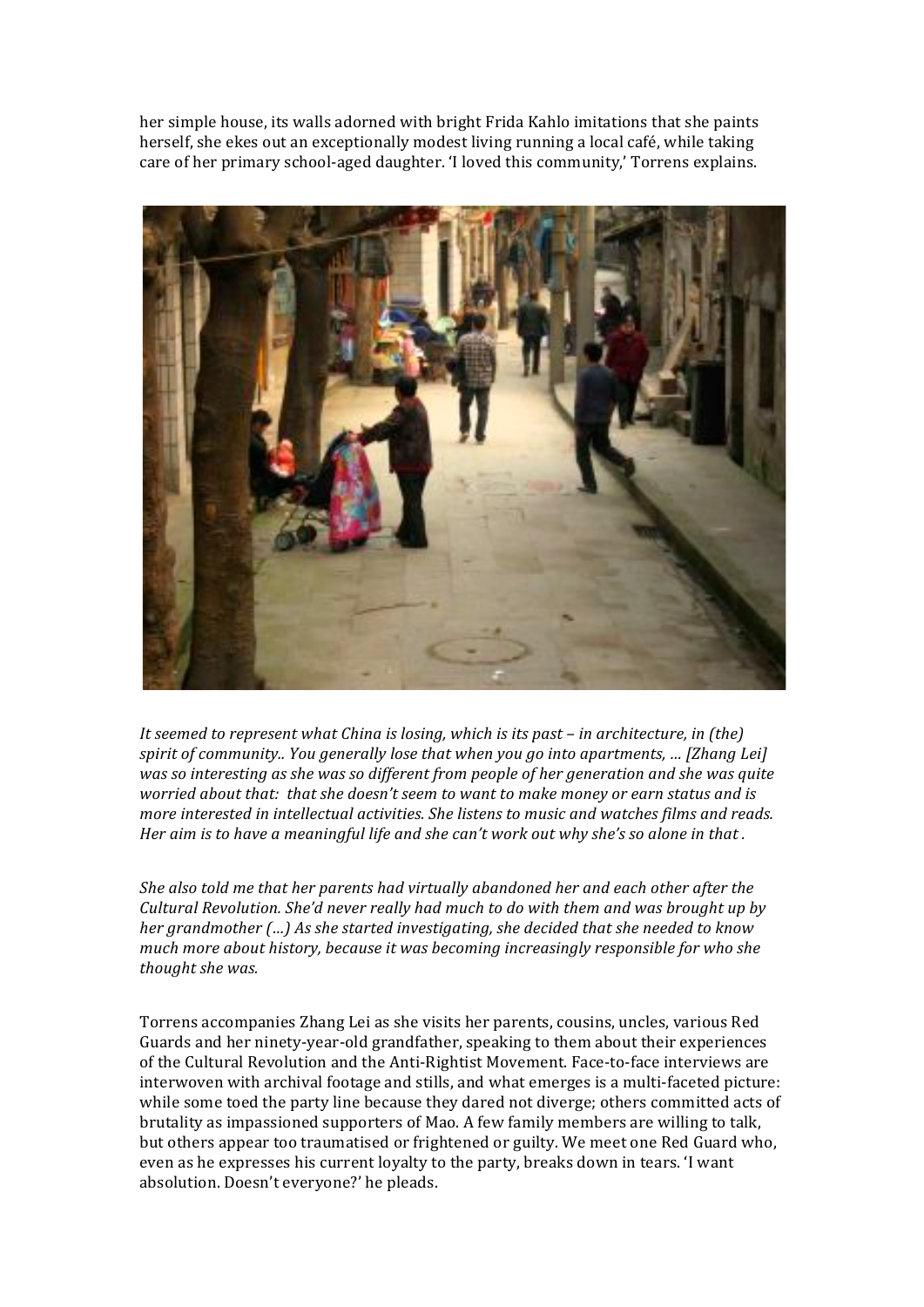her simple house, its walls adorned with bright Frida Kahlo imitations that she paints herself, she ekes out an exceptionally modest living running a local café, while taking care of her primary school-aged daughter. 'I loved this community,' Torrens explains.

*It seemed to represent what China is losing, which is its past – in architecture, in (the) spirit of community.. You generally lose that when you go into apartments, … [Zhang Lei] was so interesting as she was so different from people of her generation and she was quite worried about that: that she doesn't seem to want to make money or earn status and is more interested in intellectual activities. She listens to music and watches films and reads. Her aim is to have a meaningful life and she can't work out why she's so alone in that .*

*She also told me that her parents had virtually abandoned her and each other after the Cultural Revolution. She'd never really had much to do with them and was brought up by her grandmother (…) As she started investigating, she decided that she needed to know much more about history, because it was becoming increasingly responsible for who she thought she was.*

Torrens accompanies Zhang Lei as she visits her parents, cousins, uncles, various Red Guards and her ninety-year-old grandfather, speaking to them about their experiences of the Cultural Revolution and the Anti-Rightist Movement. Face-to-face interviews are interwoven with archival footage and stills, and what emerges is a multi-faceted picture: while some toed the party line because they dared not diverge; others committed acts of brutality as impassioned supporters of Mao. A few family members are willing to talk, but others appear too traumatised or frightened or guilty. We meet one Red Guard who, even as he expresses his current loyalty to the party, breaks down in tears. 'I want absolution. Doesn't everyone?' he pleads.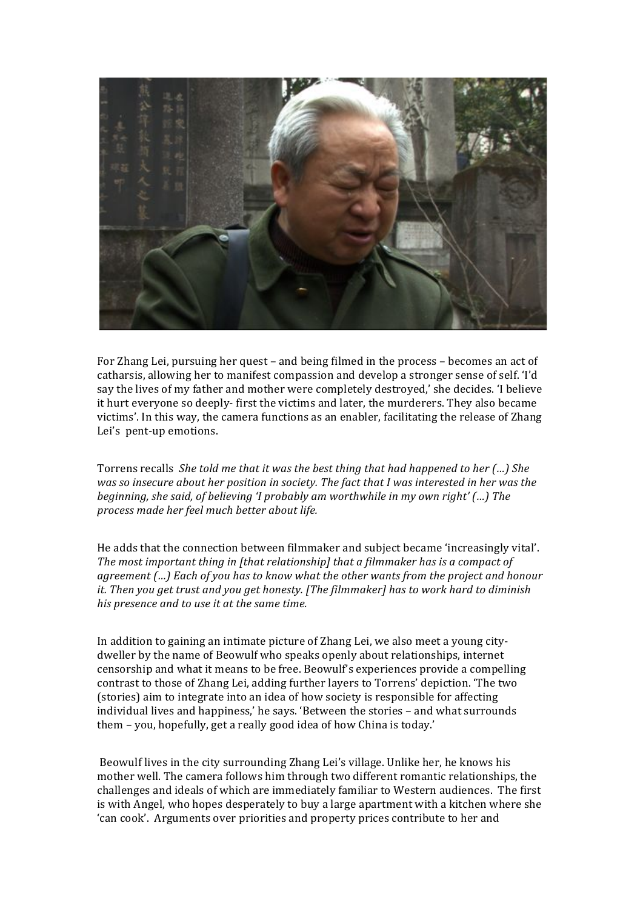For Zhang Lei, pursuing her quest – and being filmed in the process – becomes an act of catharsis, allowing her to manifest compassion and develop a stronger sense of self. 'I'd say the lives of my father and mother were completely destroyed,' she decides. 'I believe it hurt everyone so deeply- first the victims and later, the murderers. They also became victims'. In this way, the camera functions as an enabler, facilitating the release of Zhang Lei's pent-up emotions.

Torrens recalls *She told me that it was the best thing that had happened to her (…) She was so insecure about her position in society. The fact that I was interested in her was the beginning, she said, of believing 'I probably am worthwhile in my own right' (…) The process made her feel much better about life.*

He adds that the connection between filmmaker and subject became 'increasingly vital'. *The most important thing in [that relationship] that a filmmaker has is a compact of agreement (…) Each of you has to know what the other wants from the project and honour it. Then you get trust and you get honesty. [The filmmaker] has to work hard to diminish his presence and to use it at the same time.*

In addition to gaining an intimate picture of Zhang Lei, we also meet a young city-dweller by the name of Beowulf who speaks openly about relationships, internet censorship and what it means to be free. Beowulf's experiences provide a compelling contrast to those of Zhang Lei, adding further layers to Torrens' depiction. 'The two (stories) aim to integrate into an idea of how society is responsible for affecting individual lives and happiness,' he says. 'Between the stories – and what surrounds them – you, hopefully, get a really good idea of how China is today.'

Beowulf lives in the city surrounding Zhang Lei's village. Unlike her, he knows his mother well. The camera follows him through two different romantic relationships, the challenges and ideals of which are immediately familiar to Western audiences. The first is with Angel, who hopes desperately to buy a large apartment with a kitchen where she 'can cook'. Arguments over priorities and property prices contribute to her and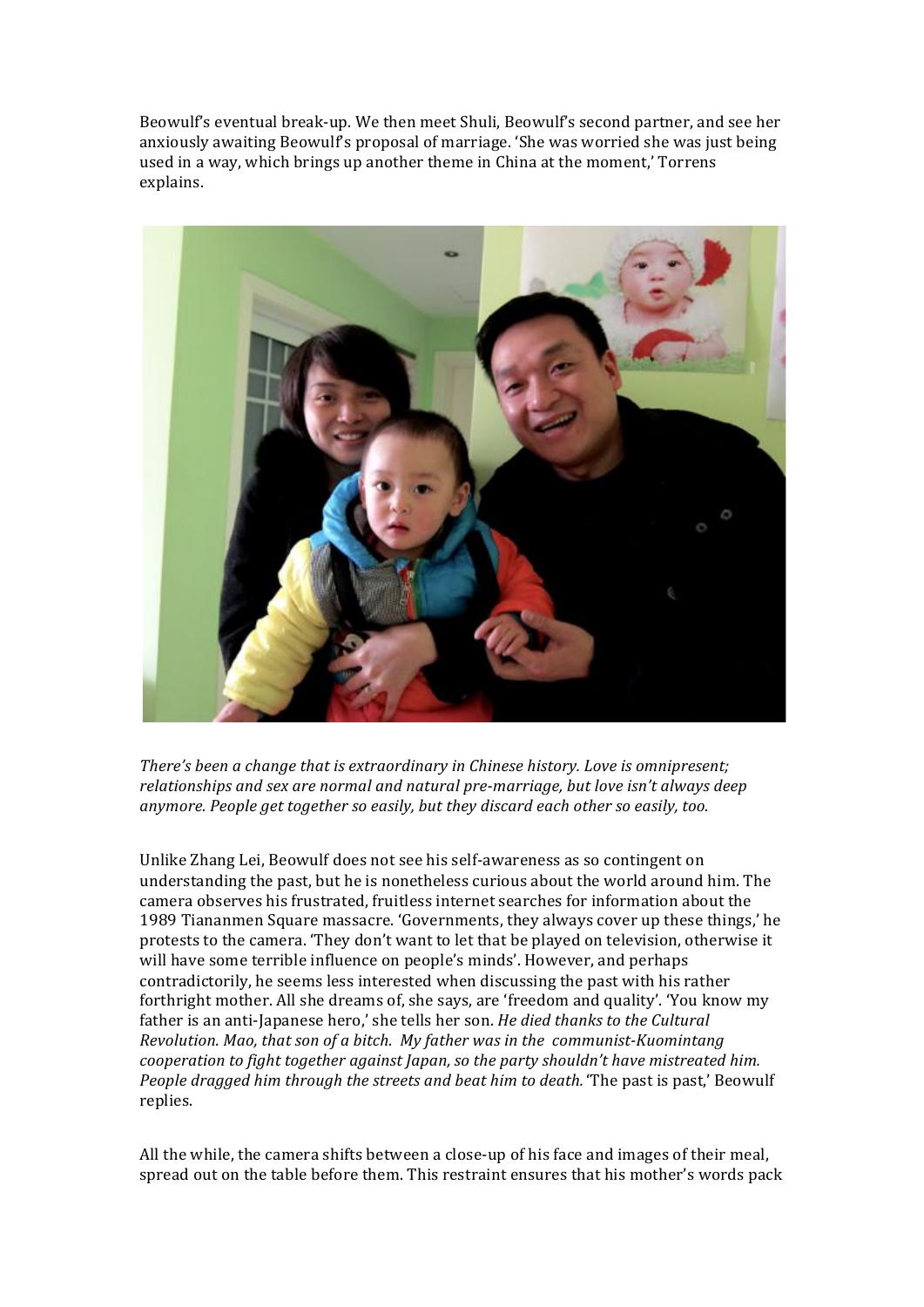Beowulf's eventual break-up. We then meet Shuli, Beowulf's second partner, and see her anxiously awaiting Beowulf's proposal of marriage. 'She was worried she was just being used in a way, which brings up another theme in China at the moment,' Torrens explains.

*There's been a change that is extraordinary in Chinese history. Love is omnipresent; relationships and sex are normal and natural pre-marriage, but love isn't always deep anymore. People get together so easily, but they discard each other so easily, too.*

Unlike Zhang Lei, Beowulf does not see his self-awareness as so contingent on understanding the past, but he is nonetheless curious about the world around him. The camera observes his frustrated, fruitless internet searches for information about the 1989 Tiananmen Square massacre. 'Governments, they always cover up these things,' he protests to the camera. 'They don't want to let that be played on television, otherwise it will have some terrible influence on people's minds'. However, and perhaps contradictorily, he seems less interested when discussing the past with his rather forthright mother. All she dreams of, she says, are 'freedom and quality'. 'You know my father is an anti-Japanese hero,' she tells her son. *He died thanks to the Cultural Revolution. Mao, that son of a bitch. My father was in the communist-Kuomintang cooperation to fight together against Japan, so the party shouldn't have mistreated him. People dragged him through the streets and beat him to death.* 'The past is past,' Beowulf replies.

All the while, the camera shifts between a close-up of his face and images of their meal, spread out on the table before them. This restraint ensures that his mother's words pack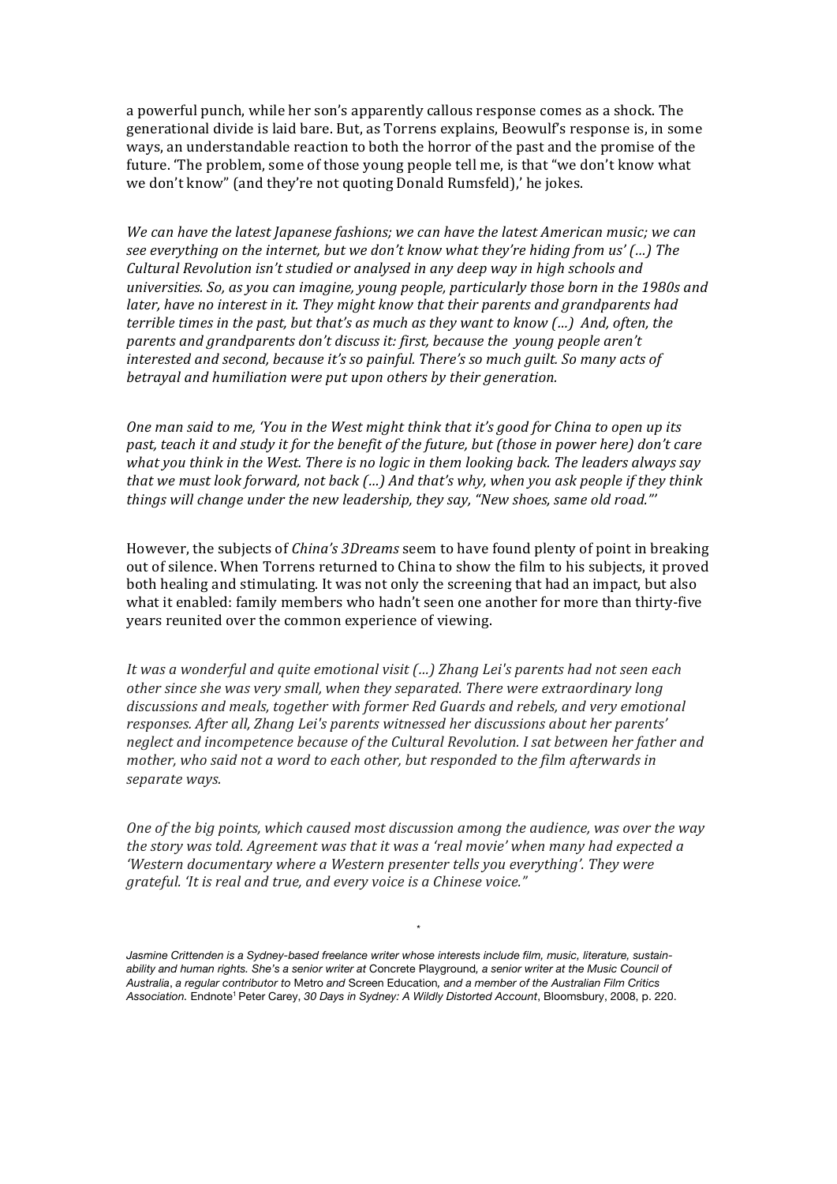a powerful punch, while her son's apparently callous response comes as a shock. The generational divide is laid bare. But, as Torrens explains, Beowulf's response is, in some ways, an understandable reaction to both the horror of the past and the promise of the future. 'The problem, some of those young people tell me, is that "we don't know what we don't know" (and they're not quoting Donald Rumsfeld),' he jokes.

*We can have the latest Japanese fashions; we can have the latest American music; we can see everything on the internet, but we don't know what they're hiding from us' (…) The Cultural Revolution isn't studied or analysed in any deep way in high schools and universities. So, as you can imagine, young people, particularly those born in the 1980s and later, have no interest in it. They might know that their parents and grandparents had terrible times in the past, but that's as much as they want to know (…) And, often, the parents and grandparents don't discuss it: first, because the young people aren't interested and second, because it's so painful. There's so much guilt. So many acts of betrayal and humiliation were put upon others by their generation.*

*One man said to me, 'You in the West might think that it's good for China to open up its past, teach it and study it for the benefit of the future, but (those in power here) don't care what you think in the West. There is no logic in them looking back. The leaders always say that we must look forward, not back (…) And that's why, when you ask people if they think things will change under the new leadership, they say, "New shoes, same old road."'*

However, the subjects of *China's 3Dreams* seem to have found plenty of point in breaking out of silence. When Torrens returned to China to show the film to his subjects, it proved both healing and stimulating. It was not only the screening that had an impact, but also what it enabled: family members who hadn't seen one another for more than thirty-five years reunited over the common experience of viewing.

*It was a wonderful and quite emotional visit (…) Zhang Lei's parents had not seen each other since she was very small, when they separated. There were extraordinary long discussions and meals, together with former Red Guards and rebels, and very emotional responses. After all, Zhang Lei's parents witnessed her discussions about her parents' neglect and incompetence because of the Cultural Revolution. I sat between her father and mother, who said not a word to each other, but responded to the film afterwards in separate ways.*

*One of the big points, which caused most discussion among the audience, was over the way the story was told. Agreement was that it was a 'real movie' when many had expected a 'Western documentary where a Western presenter tells you everything'. They were grateful. 'It is real and true, and every voice is a Chinese voice."*

*

*Jasmine Crittenden is a Sydney-based freelance writer whose interests include film, music, literature, sustainability and human rights. She's a senior writer at* Concrete Playground*, a senior writer at the Music Council of Australia*, *a regular contributor to* Metro *and* Screen Education*, and a member of the Australian Film Critics Association.* Endnote[1] Peter Carey, *30 Days in Sydney: A Wildly Distorted Account*, Bloomsbury, 2008, p. 220.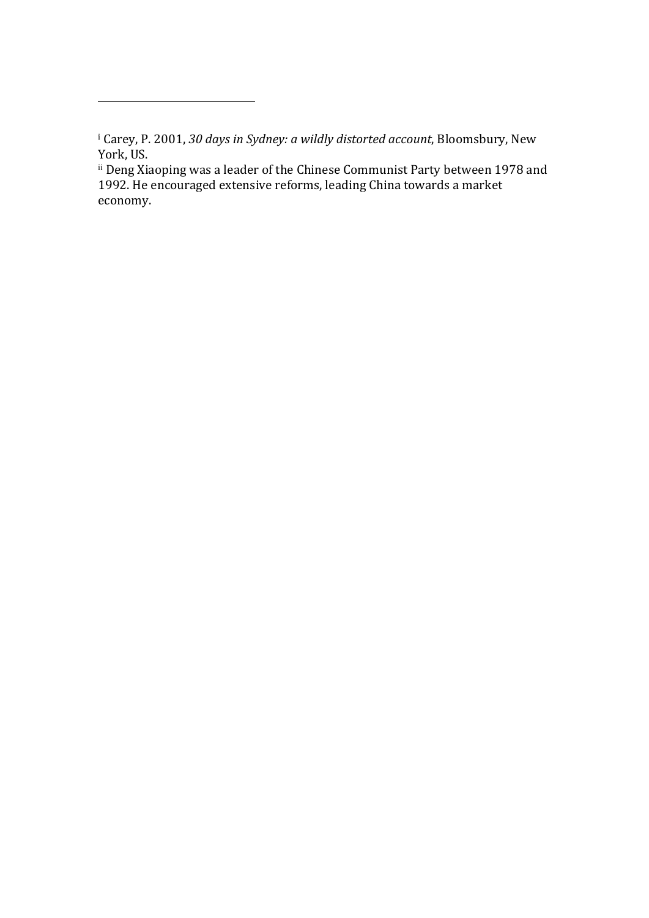---

[i] Carey, P. 2001, *30 days in Sydney: a wildly distorted account*, Bloomsbury, New York, US.

[ii] Deng Xiaoping was a leader of the Chinese Communist Party between 1978 and 1992. He encouraged extensive reforms, leading China towards a market economy.